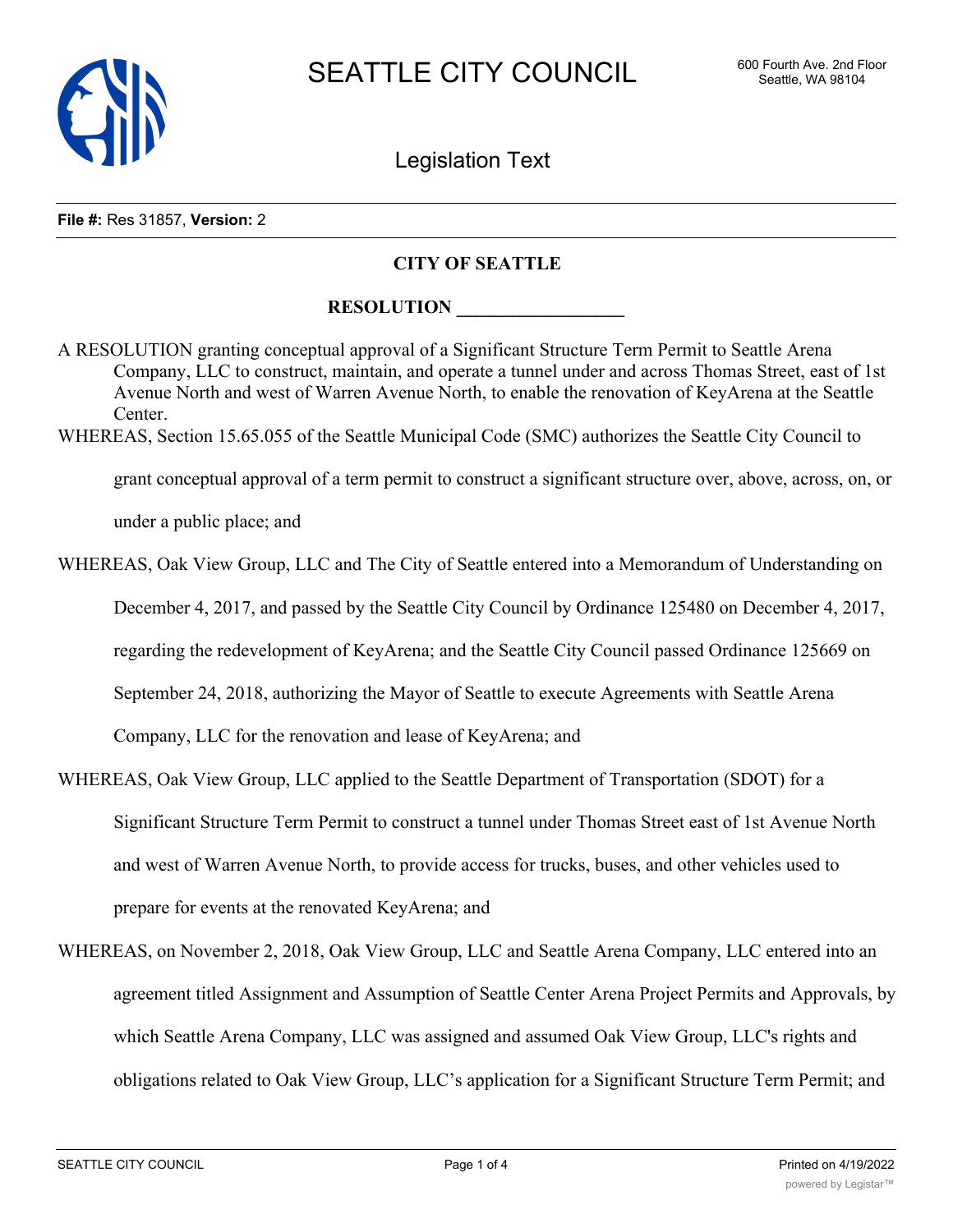**File #:** Res 31857, **Version:** 2

**CITY OF SEATTLE**

**RESOLUTION \_\_\_\_\_\_\_\_\_\_\_\_\_\_\_\_\_\_**

A RESOLUTION granting conceptual approval of a Significant Structure Term Permit to Seattle Arena Company, LLC to construct, maintain, and operate a tunnel under and across Thomas Street, east of 1st Avenue North and west of Warren Avenue North, to enable the renovation of KeyArena at the Seattle Center.

WHEREAS, Section 15.65.055 of the Seattle Municipal Code (SMC) authorizes the Seattle City Council to grant conceptual approval of a term permit to construct a significant structure over, above, across, on, or under a public place; and

WHEREAS, Oak View Group, LLC and The City of Seattle entered into a Memorandum of Understanding on December 4, 2017, and passed by the Seattle City Council by Ordinance 125480 on December 4, 2017, regarding the redevelopment of KeyArena; and the Seattle City Council passed Ordinance 125669 on September 24, 2018, authorizing the Mayor of Seattle to execute Agreements with Seattle Arena Company, LLC for the renovation and lease of KeyArena; and

WHEREAS, Oak View Group, LLC applied to the Seattle Department of Transportation (SDOT) for a Significant Structure Term Permit to construct a tunnel under Thomas Street east of 1st Avenue North and west of Warren Avenue North, to provide access for trucks, buses, and other vehicles used to prepare for events at the renovated KeyArena; and

WHEREAS, on November 2, 2018, Oak View Group, LLC and Seattle Arena Company, LLC entered into an agreement titled Assignment and Assumption of Seattle Center Arena Project Permits and Approvals, by which Seattle Arena Company, LLC was assigned and assumed Oak View Group, LLC's rights and obligations related to Oak View Group, LLC's application for a Significant Structure Term Permit; and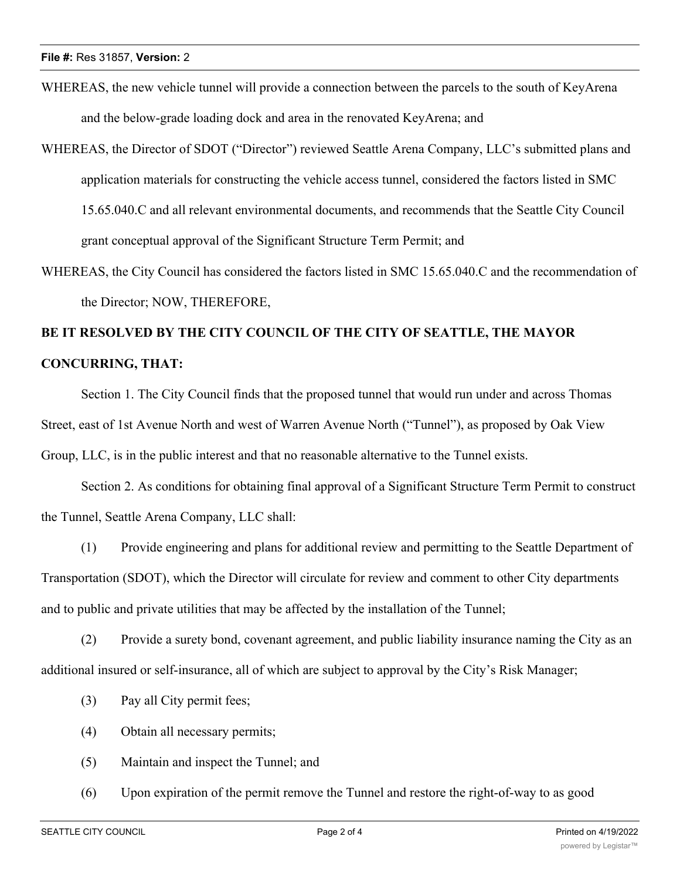WHEREAS, the new vehicle tunnel will provide a connection between the parcels to the south of KeyArena and the below-grade loading dock and area in the renovated KeyArena; and

WHEREAS, the Director of SDOT ("Director") reviewed Seattle Arena Company, LLC's submitted plans and application materials for constructing the vehicle access tunnel, considered the factors listed in SMC 15.65.040.C and all relevant environmental documents, and recommends that the Seattle City Council grant conceptual approval of the Significant Structure Term Permit; and

WHEREAS, the City Council has considered the factors listed in SMC 15.65.040.C and the recommendation of the Director; NOW, THEREFORE,

**BE IT RESOLVED BY THE CITY COUNCIL OF THE CITY OF SEATTLE, THE MAYOR CONCURRING, THAT:**

Section 1. The City Council finds that the proposed tunnel that would run under and across Thomas Street, east of 1st Avenue North and west of Warren Avenue North ("Tunnel"), as proposed by Oak View Group, LLC, is in the public interest and that no reasonable alternative to the Tunnel exists.

Section 2. As conditions for obtaining final approval of a Significant Structure Term Permit to construct the Tunnel, Seattle Arena Company, LLC shall:

(1) Provide engineering and plans for additional review and permitting to the Seattle Department of Transportation (SDOT), which the Director will circulate for review and comment to other City departments and to public and private utilities that may be affected by the installation of the Tunnel;

(2) Provide a surety bond, covenant agreement, and public liability insurance naming the City as an additional insured or self-insurance, all of which are subject to approval by the City's Risk Manager;

(3) Pay all City permit fees;

(4) Obtain all necessary permits;

(5) Maintain and inspect the Tunnel; and

(6) Upon expiration of the permit remove the Tunnel and restore the right-of-way to as good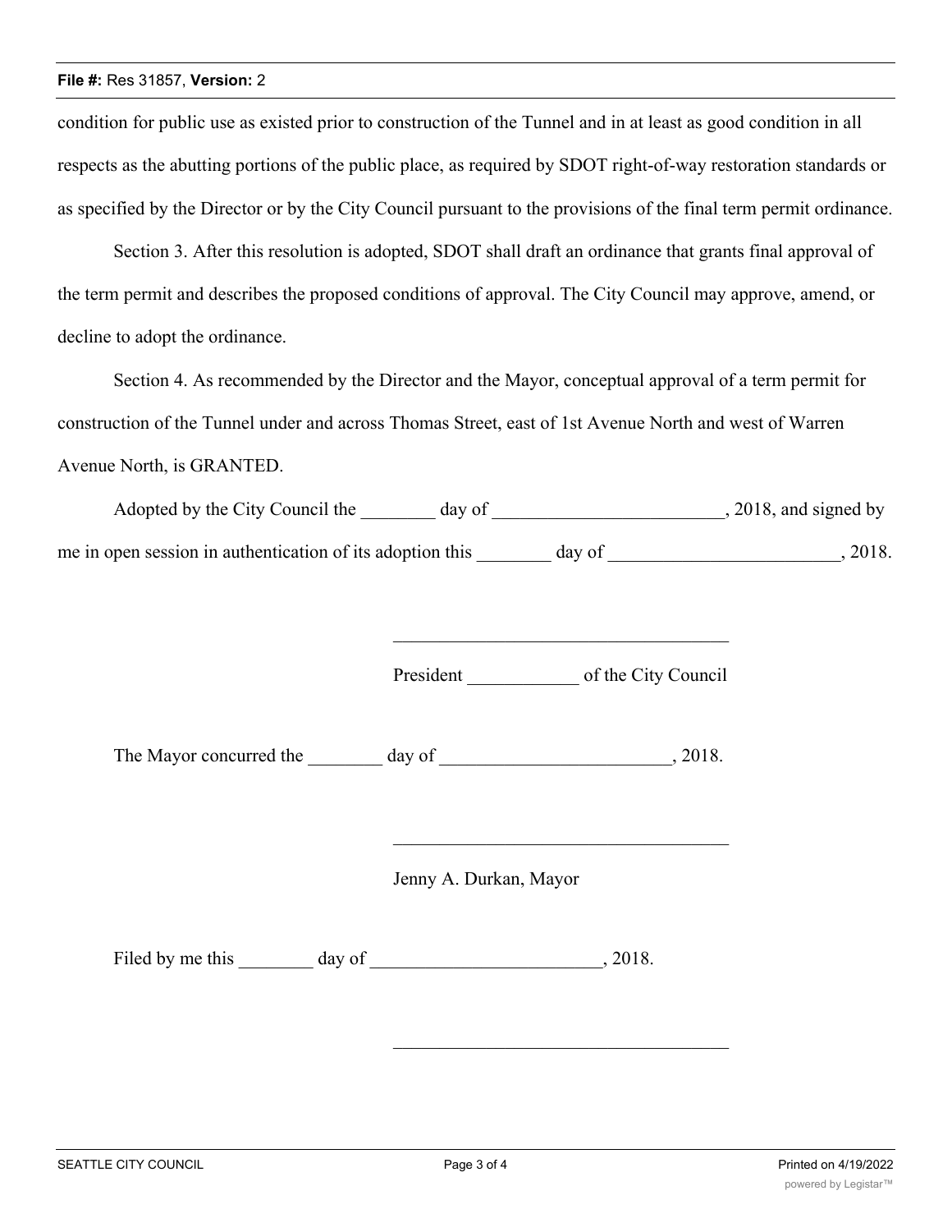condition for public use as existed prior to construction of the Tunnel and in at least as good condition in all respects as the abutting portions of the public place, as required by SDOT right-of-way restoration standards or as specified by the Director or by the City Council pursuant to the provisions of the final term permit ordinance.

Section 3. After this resolution is adopted, SDOT shall draft an ordinance that grants final approval of the term permit and describes the proposed conditions of approval. The City Council may approve, amend, or decline to adopt the ordinance.

Section 4. As recommended by the Director and the Mayor, conceptual approval of a term permit for construction of the Tunnel under and across Thomas Street, east of 1st Avenue North and west of Warren Avenue North, is GRANTED.

Adopted by the City Council the ________ day of _________________________, 2018, and signed by me in open session in authentication of its adoption this ________ day of _________________________, 2018.

____________________________________

President ____________ of the City Council

The Mayor concurred the ________ day of _________________________, 2018.

____________________________________

Jenny A. Durkan, Mayor

Filed by me this ________ day of _________________________, 2018.

____________________________________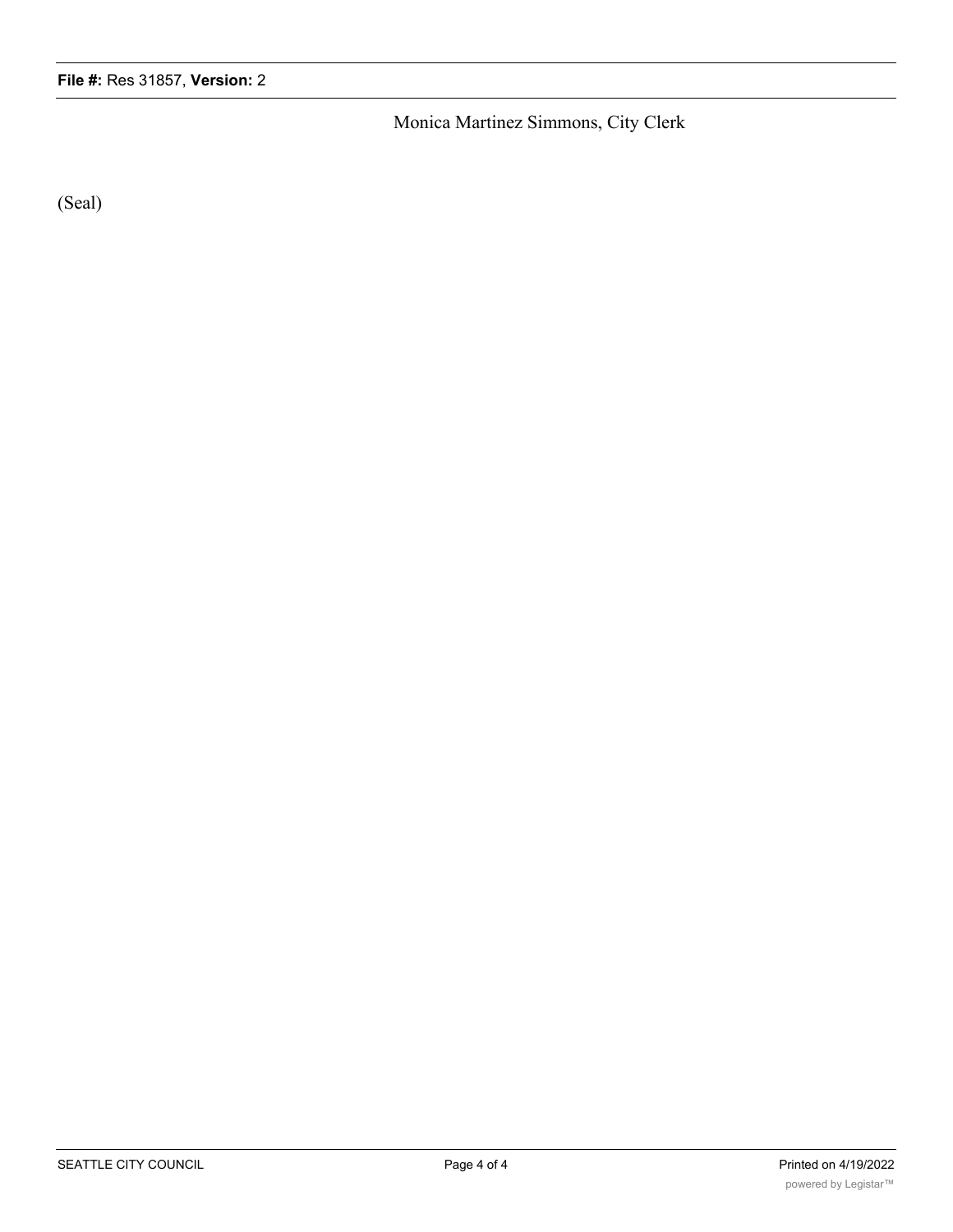Monica Martinez Simmons, City Clerk

(Seal)